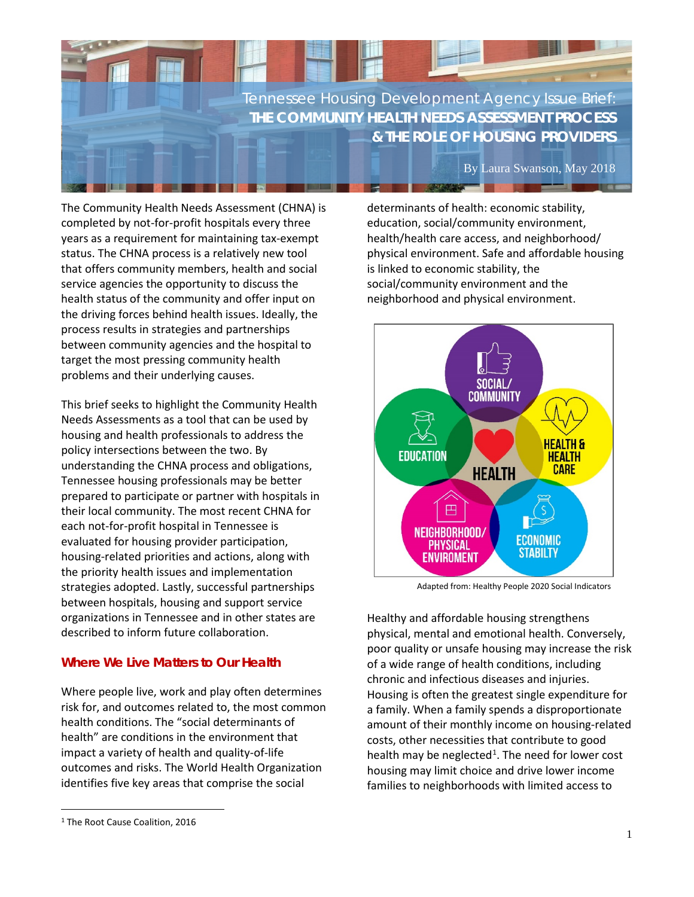# Tennessee Housing Development Agency Issue Brief: THE COMMUNITY HEALTH NEEDS ASSESSMENT PROCESS & THE ROLE OF HOUSING PROVIDERS

By Laura Swanson, May 2018

The Community Health Needs Assessment (CHNA) is completed by not-for-profit hospitals every three years as a requirement for maintaining tax-exempt status. The CHNA process is a relatively new tool that offers community members, health and social service agencies the opportunity to discuss the health status of the community and offer input on the driving forces behind health issues. Ideally, the process results in strategies and partnerships between community agencies and the hospital to target the most pressing community health problems and their underlying causes.

This brief seeks to highlight the Community Health Needs Assessments as a tool that can be used by housing and health professionals to address the policy intersections between the two. By understanding the CHNA process and obligations, Tennessee housing professionals may be better prepared to participate or partner with hospitals in their local community. The most recent CHNA for each not-for-profit hospital in Tennessee is evaluated for housing provider participation, housing-related priorities and actions, along with the priority health issues and implementation strategies adopted. Lastly, successful partnerships between hospitals, housing and support service organizations in Tennessee and in other states are described to inform future collaboration.

## Where We Live Matters to Our Health

Where people live, work and play often determines risk for, and outcomes related to, the most common health conditions. The "social determinants of health" are conditions in the environment that impact a variety of health and quality-of-life outcomes and risks. The World Health Organization identifies five key areas that comprise the social determinants of health: economic stability, education, social/community environment, health/health care access, and neighborhood/ physical environment. Safe and affordable housing is linked to economic stability, the social/community environment and the neighborhood and physical environment.

SOCIAL/ COMMUNITY; EDUCATION; HEALTH; HEALTH & HEALTH CARE; NEIGHBORHOOD/ PHYSICAL ENVIROMENT; ECONOMIC STABILTY

Adapted from: Healthy People 2020 Social Indicators

Healthy and affordable housing strengthens physical, mental and emotional health. Conversely, poor quality or unsafe housing may increase the risk of a wide range of health conditions, including chronic and infectious diseases and injuries. Housing is often the greatest single expenditure for a family. When a family spends a disproportionate amount of their monthly income on housing-related costs, other necessities that contribute to good health may be neglected[1]. The need for lower cost housing may limit choice and drive lower income families to neighborhoods with limited access to

[1] The Root Cause Coalition, 2016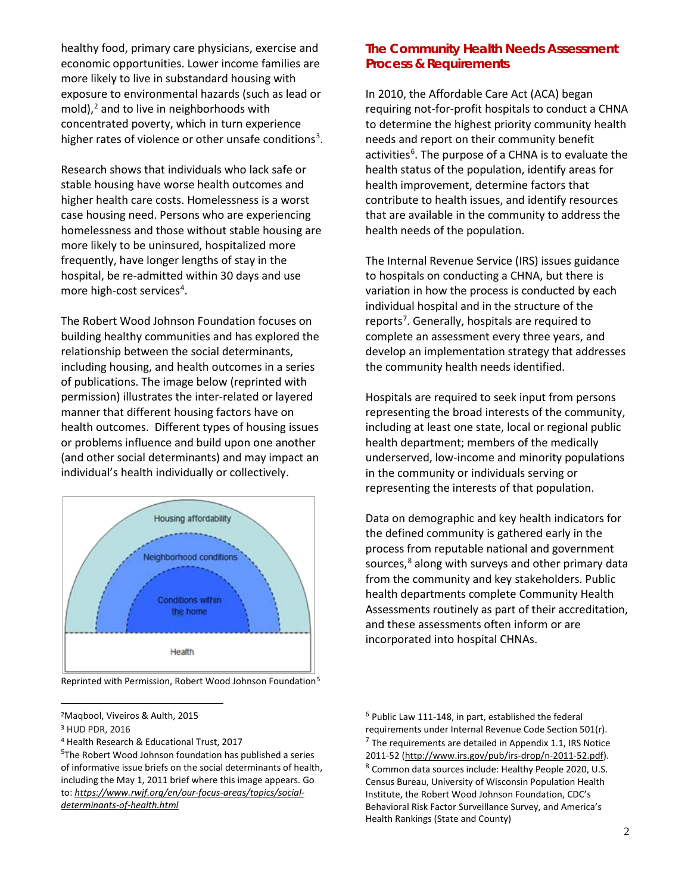healthy food, primary care physicians, exercise and economic opportunities. Lower income families are more likely to live in substandard housing with exposure to environmental hazards (such as lead or mold),[2] and to live in neighborhoods with concentrated poverty, which in turn experience higher rates of violence or other unsafe conditions[3].

Research shows that individuals who lack safe or stable housing have worse health outcomes and higher health care costs. Homelessness is a worst case housing need. Persons who are experiencing homelessness and those without stable housing are more likely to be uninsured, hospitalized more frequently, have longer lengths of stay in the hospital, be re-admitted within 30 days and use more high-cost services[4].

The Robert Wood Johnson Foundation focuses on building healthy communities and has explored the relationship between the social determinants, including housing, and health outcomes in a series of publications. The image below (reprinted with permission) illustrates the inter-related or layered manner that different housing factors have on health outcomes. Different types of housing issues or problems influence and build upon one another (and other social determinants) and may impact an individual's health individually or collectively.

Housing affordability

Neighborhood conditions

Conditions within the home

Health

Reprinted with Permission, Robert Wood Johnson Foundation[5]

## The Community Health Needs Assessment Process & Requirements

In 2010, the Affordable Care Act (ACA) began requiring not-for-profit hospitals to conduct a CHNA to determine the highest priority community health needs and report on their community benefit activities[6]. The purpose of a CHNA is to evaluate the health status of the population, identify areas for health improvement, determine factors that contribute to health issues, and identify resources that are available in the community to address the health needs of the population.

The Internal Revenue Service (IRS) issues guidance to hospitals on conducting a CHNA, but there is variation in how the process is conducted by each individual hospital and in the structure of the reports[7]. Generally, hospitals are required to complete an assessment every three years, and develop an implementation strategy that addresses the community health needs identified.

Hospitals are required to seek input from persons representing the broad interests of the community, including at least one state, local or regional public health department; members of the medically underserved, low-income and minority populations in the community or individuals serving or representing the interests of that population.

Data on demographic and key health indicators for the defined community is gathered early in the process from reputable national and government sources,[8] along with surveys and other primary data from the community and key stakeholders. Public health departments complete Community Health Assessments routinely as part of their accreditation, and these assessments often inform or are incorporated into hospital CHNAs.

---

[2] Maqbool, Viveiros & Aulth, 2015

[3] HUD PDR, 2016

[4] Health Research & Educational Trust, 2017

[5] The Robert Wood Johnson foundation has published a series of informative issue briefs on the social determinants of health, including the May 1, 2011 brief where this image appears. Go to: *https://www.rwjf.org/en/our-focus-areas/topics/social-determinants-of-health.html*

[6] Public Law 111-148, in part, established the federal requirements under Internal Revenue Code Section 501(r).

[7] The requirements are detailed in Appendix 1.1, IRS Notice 2011-52 (http://www.irs.gov/pub/irs-drop/n-2011-52.pdf).

[8] Common data sources include: Healthy People 2020, U.S. Census Bureau, University of Wisconsin Population Health Institute, the Robert Wood Johnson Foundation, CDC's Behavioral Risk Factor Surveillance Survey, and America's Health Rankings (State and County)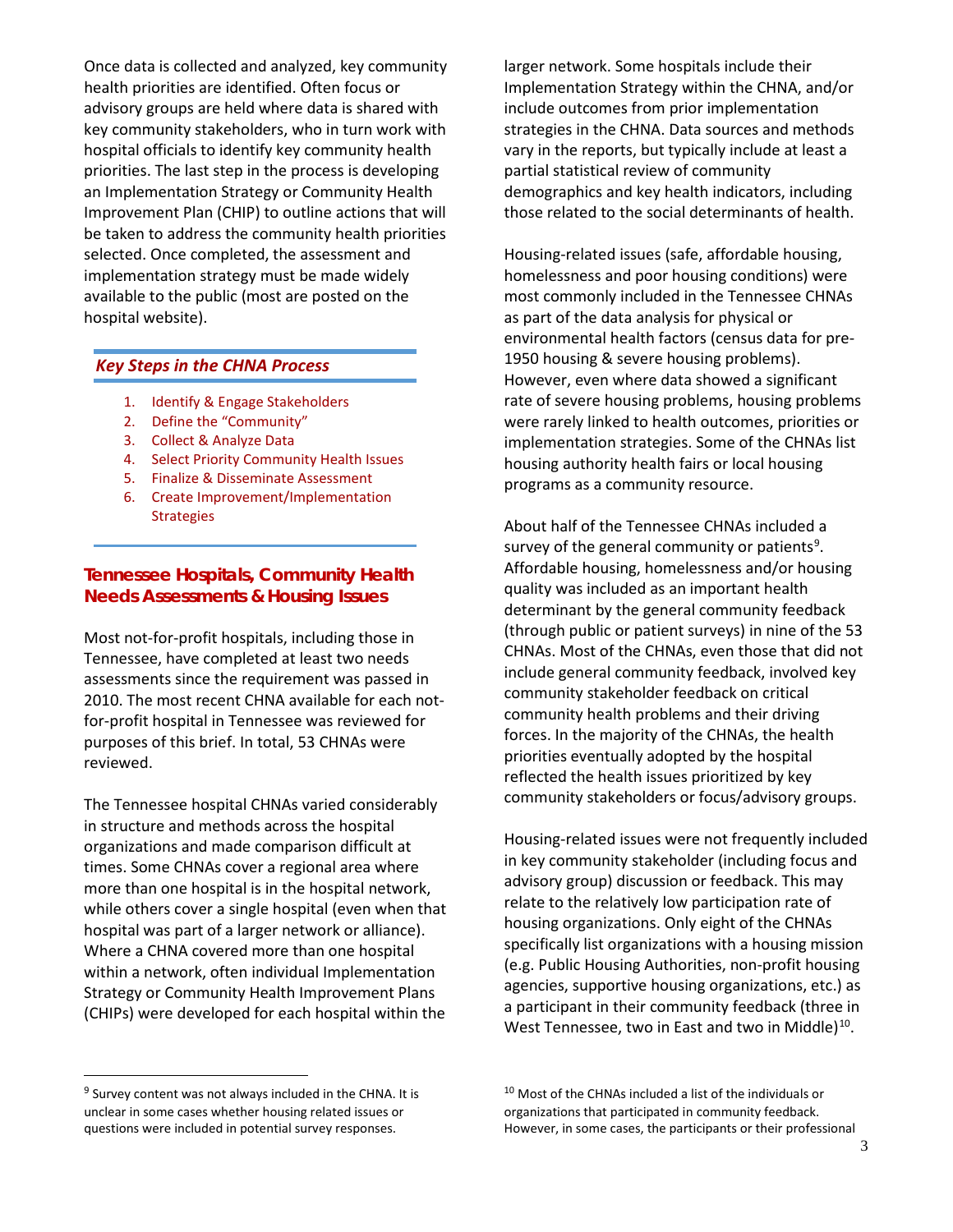Once data is collected and analyzed, key community health priorities are identified. Often focus or advisory groups are held where data is shared with key community stakeholders, who in turn work with hospital officials to identify key community health priorities. The last step in the process is developing an Implementation Strategy or Community Health Improvement Plan (CHIP) to outline actions that will be taken to address the community health priorities selected. Once completed, the assessment and implementation strategy must be made widely available to the public (most are posted on the hospital website).

### *Key Steps in the CHNA Process*

1. Identify & Engage Stakeholders
2. Define the "Community"
3. Collect & Analyze Data
4. Select Priority Community Health Issues
5. Finalize & Disseminate Assessment
6. Create Improvement/Implementation Strategies

## Tennessee Hospitals, Community Health Needs Assessments & Housing Issues

Most not-for-profit hospitals, including those in Tennessee, have completed at least two needs assessments since the requirement was passed in 2010. The most recent CHNA available for each not-for-profit hospital in Tennessee was reviewed for purposes of this brief. In total, 53 CHNAs were reviewed.

The Tennessee hospital CHNAs varied considerably in structure and methods across the hospital organizations and made comparison difficult at times. Some CHNAs cover a regional area where more than one hospital is in the hospital network, while others cover a single hospital (even when that hospital was part of a larger network or alliance). Where a CHNA covered more than one hospital within a network, often individual Implementation Strategy or Community Health Improvement Plans (CHIPs) were developed for each hospital within the larger network. Some hospitals include their Implementation Strategy within the CHNA, and/or include outcomes from prior implementation strategies in the CHNA. Data sources and methods vary in the reports, but typically include at least a partial statistical review of community demographics and key health indicators, including those related to the social determinants of health.

Housing-related issues (safe, affordable housing, homelessness and poor housing conditions) were most commonly included in the Tennessee CHNAs as part of the data analysis for physical or environmental health factors (census data for pre-1950 housing & severe housing problems). However, even where data showed a significant rate of severe housing problems, housing problems were rarely linked to health outcomes, priorities or implementation strategies. Some of the CHNAs list housing authority health fairs or local housing programs as a community resource.

About half of the Tennessee CHNAs included a survey of the general community or patients[9]. Affordable housing, homelessness and/or housing quality was included as an important health determinant by the general community feedback (through public or patient surveys) in nine of the 53 CHNAs. Most of the CHNAs, even those that did not include general community feedback, involved key community stakeholder feedback on critical community health problems and their driving forces. In the majority of the CHNAs, the health priorities eventually adopted by the hospital reflected the health issues prioritized by key community stakeholders or focus/advisory groups.

Housing-related issues were not frequently included in key community stakeholder (including focus and advisory group) discussion or feedback. This may relate to the relatively low participation rate of housing organizations. Only eight of the CHNAs specifically list organizations with a housing mission (e.g. Public Housing Authorities, non-profit housing agencies, supportive housing organizations, etc.) as a participant in their community feedback (three in West Tennessee, two in East and two in Middle)[10].

---

[9] Survey content was not always included in the CHNA. It is unclear in some cases whether housing related issues or questions were included in potential survey responses.

[10] Most of the CHNAs included a list of the individuals or organizations that participated in community feedback. However, in some cases, the participants or their professional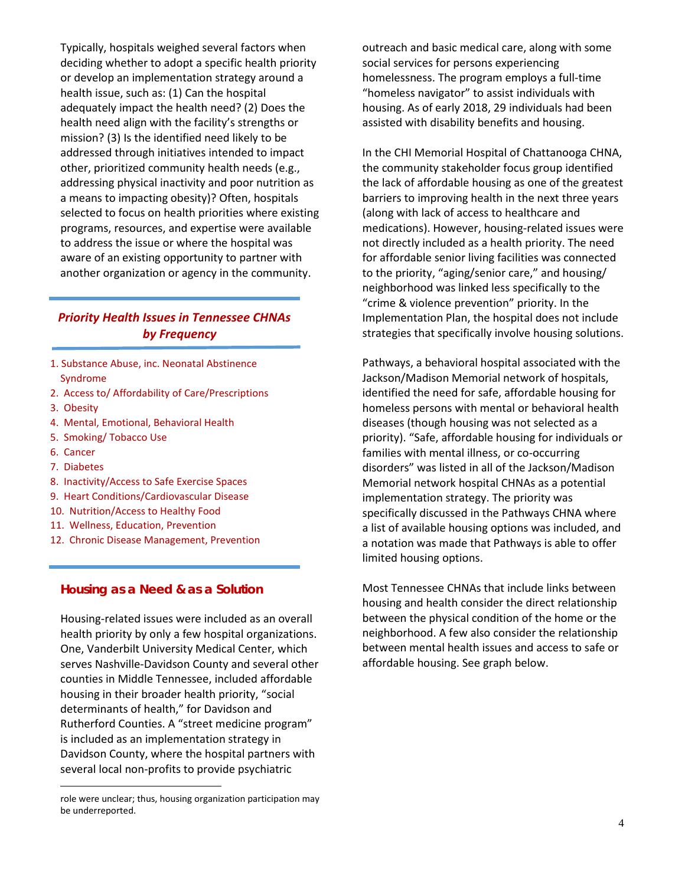Typically, hospitals weighed several factors when deciding whether to adopt a specific health priority or develop an implementation strategy around a health issue, such as: (1) Can the hospital adequately impact the health need? (2) Does the health need align with the facility's strengths or mission? (3) Is the identified need likely to be addressed through initiatives intended to impact other, prioritized community health needs (e.g., addressing physical inactivity and poor nutrition as a means to impacting obesity)? Often, hospitals selected to focus on health priorities where existing programs, resources, and expertise were available to address the issue or where the hospital was aware of an existing opportunity to partner with another organization or agency in the community.

### *Priority Health Issues in Tennessee CHNAs by Frequency*

1. Substance Abuse, inc. Neonatal Abstinence Syndrome
2. Access to/ Affordability of Care/Prescriptions
3. Obesity
4. Mental, Emotional, Behavioral Health
5. Smoking/ Tobacco Use
6. Cancer
7. Diabetes
8. Inactivity/Access to Safe Exercise Spaces
9. Heart Conditions/Cardiovascular Disease
10. Nutrition/Access to Healthy Food
11. Wellness, Education, Prevention
12. Chronic Disease Management, Prevention

### Housing as a Need & as a Solution

Housing-related issues were included as an overall health priority by only a few hospital organizations. One, Vanderbilt University Medical Center, which serves Nashville-Davidson County and several other counties in Middle Tennessee, included affordable housing in their broader health priority, "social determinants of health," for Davidson and Rutherford Counties. A "street medicine program" is included as an implementation strategy in Davidson County, where the hospital partners with several local non-profits to provide psychiatric outreach and basic medical care, along with some social services for persons experiencing homelessness. The program employs a full-time "homeless navigator" to assist individuals with housing. As of early 2018, 29 individuals had been assisted with disability benefits and housing.

In the CHI Memorial Hospital of Chattanooga CHNA, the community stakeholder focus group identified the lack of affordable housing as one of the greatest barriers to improving health in the next three years (along with lack of access to healthcare and medications). However, housing-related issues were not directly included as a health priority. The need for affordable senior living facilities was connected to the priority, "aging/senior care," and housing/ neighborhood was linked less specifically to the "crime & violence prevention" priority. In the Implementation Plan, the hospital does not include strategies that specifically involve housing solutions.

Pathways, a behavioral hospital associated with the Jackson/Madison Memorial network of hospitals, identified the need for safe, affordable housing for homeless persons with mental or behavioral health diseases (though housing was not selected as a priority). "Safe, affordable housing for individuals or families with mental illness, or co-occurring disorders" was listed in all of the Jackson/Madison Memorial network hospital CHNAs as a potential implementation strategy. The priority was specifically discussed in the Pathways CHNA where a list of available housing options was included, and a notation was made that Pathways is able to offer limited housing options.

Most Tennessee CHNAs that include links between housing and health consider the direct relationship between the physical condition of the home or the neighborhood. A few also consider the relationship between mental health issues and access to safe or affordable housing. See graph below.

---

role were unclear; thus, housing organization participation may be underreported.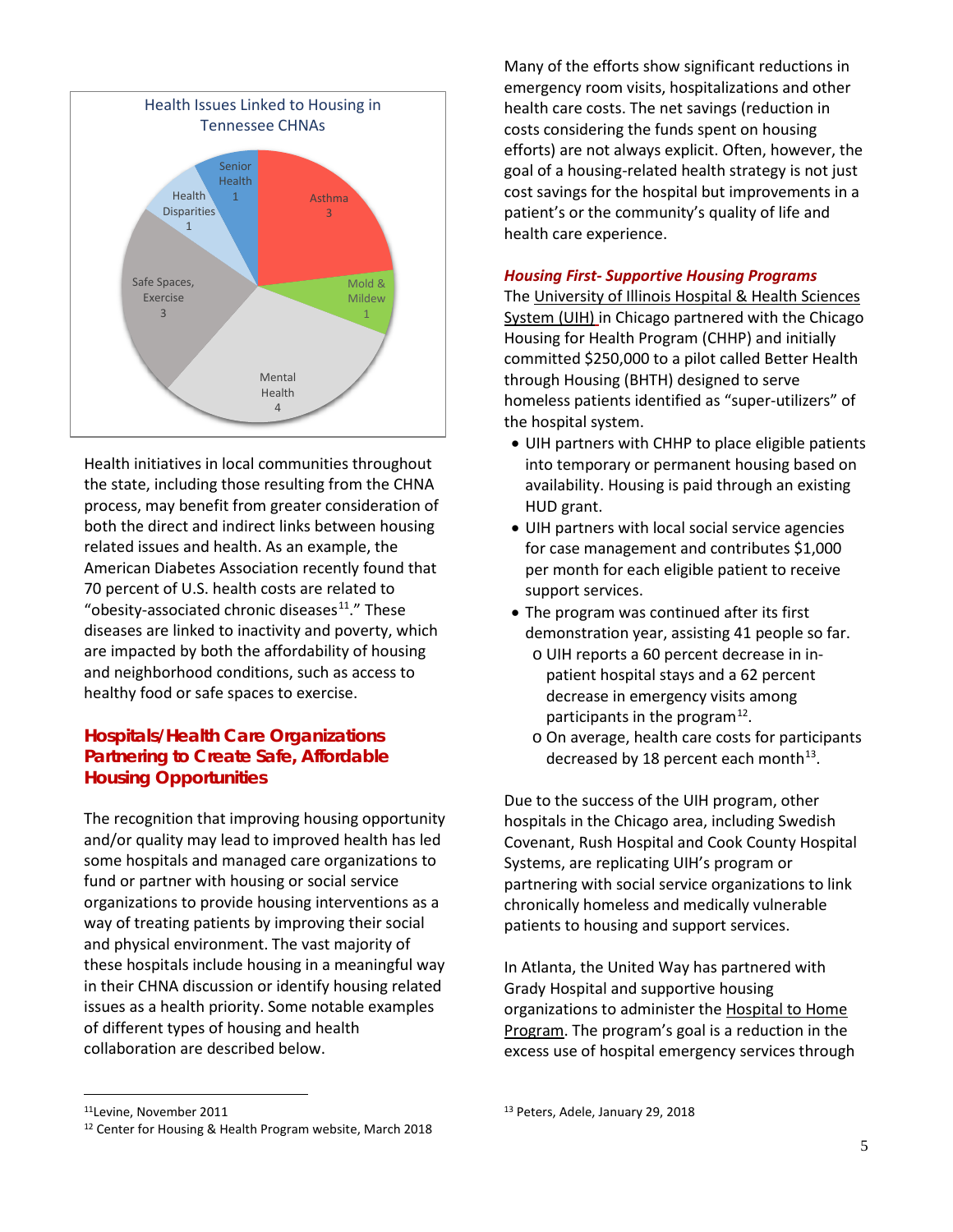Health Issues Linked to Housing in Tennessee CHNAs

| Health Issue | Count |
|---|---|
| Asthma | 3 |
| Mold & Mildew | 1 |
| Mental Health | 4 |
| Safe Spaces, Exercise | 3 |
| Health Disparities | 1 |
| Senior Health | 1 |

Health initiatives in local communities throughout the state, including those resulting from the CHNA process, may benefit from greater consideration of both the direct and indirect links between housing related issues and health. As an example, the American Diabetes Association recently found that 70 percent of U.S. health costs are related to "obesity-associated chronic diseases[11]." These diseases are linked to inactivity and poverty, which are impacted by both the affordability of housing and neighborhood conditions, such as access to healthy food or safe spaces to exercise.

## Hospitals/Health Care Organizations Partnering to Create Safe, Affordable Housing Opportunities

The recognition that improving housing opportunity and/or quality may lead to improved health has led some hospitals and managed care organizations to fund or partner with housing or social service organizations to provide housing interventions as a way of treating patients by improving their social and physical environment. The vast majority of these hospitals include housing in a meaningful way in their CHNA discussion or identify housing related issues as a health priority. Some notable examples of different types of housing and health collaboration are described below.

Many of the efforts show significant reductions in emergency room visits, hospitalizations and other health care costs. The net savings (reduction in costs considering the funds spent on housing efforts) are not always explicit. Often, however, the goal of a housing-related health strategy is not just cost savings for the hospital but improvements in a patient's or the community's quality of life and health care experience.

### *Housing First- Supportive Housing Programs*

The University of Illinois Hospital & Health Sciences System (UIH) in Chicago partnered with the Chicago Housing for Health Program (CHHP) and initially committed $250,000 to a pilot called Better Health through Housing (BHTH) designed to serve homeless patients identified as "super-utilizers" of the hospital system.

- UIH partners with CHHP to place eligible patients into temporary or permanent housing based on availability. Housing is paid through an existing HUD grant.
- UIH partners with local social service agencies for case management and contributes $1,000 per month for each eligible patient to receive support services.
- The program was continued after its first demonstration year, assisting 41 people so far.
  - UIH reports a 60 percent decrease in in-patient hospital stays and a 62 percent decrease in emergency visits among participants in the program[12].
  - On average, health care costs for participants decreased by 18 percent each month[13].

Due to the success of the UIH program, other hospitals in the Chicago area, including Swedish Covenant, Rush Hospital and Cook County Hospital Systems, are replicating UIH's program or partnering with social service organizations to link chronically homeless and medically vulnerable patients to housing and support services.

In Atlanta, the United Way has partnered with Grady Hospital and supportive housing organizations to administer the Hospital to Home Program. The program's goal is a reduction in the excess use of hospital emergency services through

---

[11] Levine, November 2011

[12] Center for Housing & Health Program website, March 2018

[13] Peters, Adele, January 29, 2018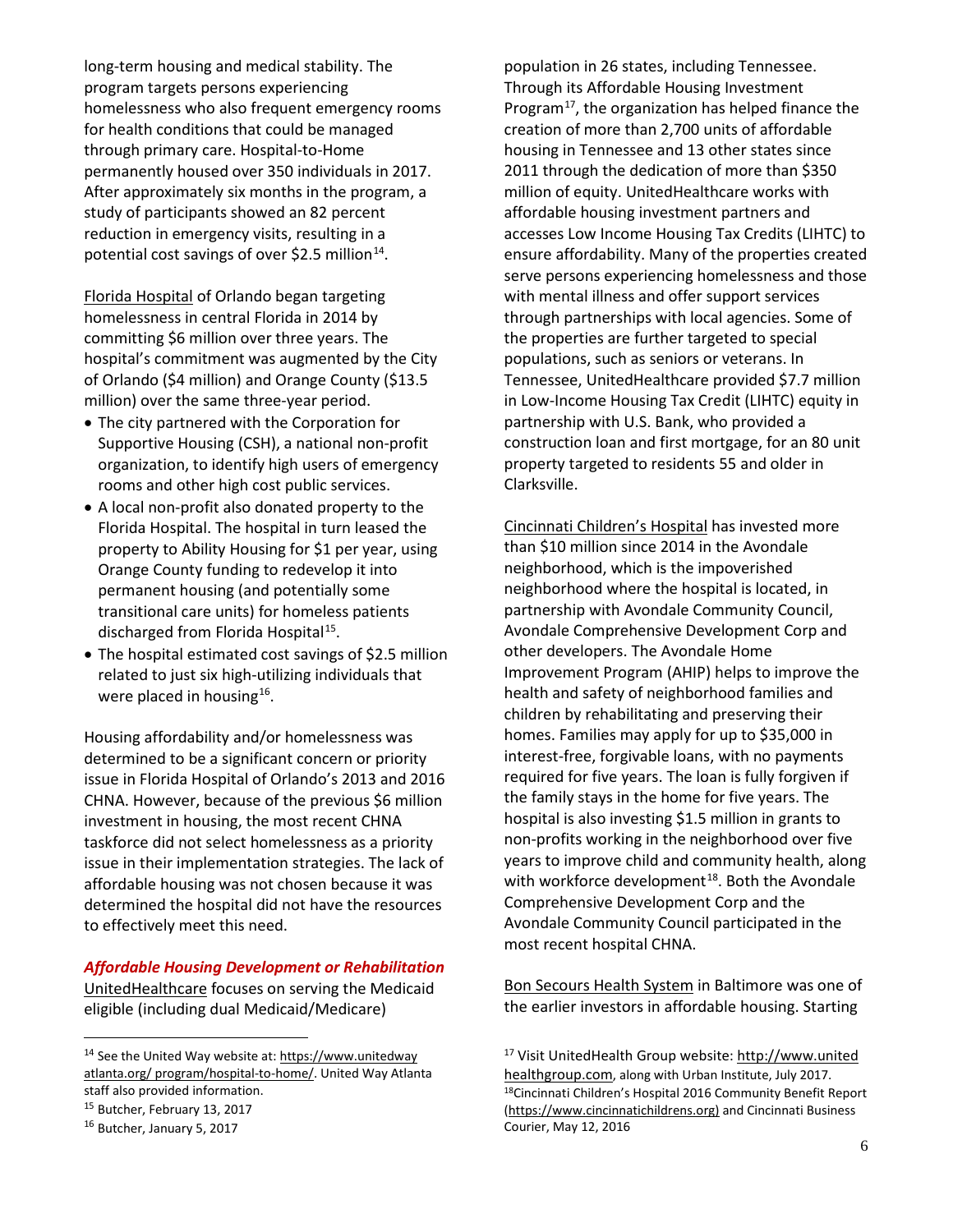long-term housing and medical stability. The program targets persons experiencing homelessness who also frequent emergency rooms for health conditions that could be managed through primary care. Hospital-to-Home permanently housed over 350 individuals in 2017. After approximately six months in the program, a study of participants showed an 82 percent reduction in emergency visits, resulting in a potential cost savings of over $2.5 million[14].

Florida Hospital of Orlando began targeting homelessness in central Florida in 2014 by committing $6 million over three years. The hospital's commitment was augmented by the City of Orlando ($4 million) and Orange County ($13.5 million) over the same three-year period.

- The city partnered with the Corporation for Supportive Housing (CSH), a national non-profit organization, to identify high users of emergency rooms and other high cost public services.
- A local non-profit also donated property to the Florida Hospital. The hospital in turn leased the property to Ability Housing for $1 per year, using Orange County funding to redevelop it into permanent housing (and potentially some transitional care units) for homeless patients discharged from Florida Hospital[15].
- The hospital estimated cost savings of $2.5 million related to just six high-utilizing individuals that were placed in housing[16].

Housing affordability and/or homelessness was determined to be a significant concern or priority issue in Florida Hospital of Orlando's 2013 and 2016 CHNA. However, because of the previous $6 million investment in housing, the most recent CHNA taskforce did not select homelessness as a priority issue in their implementation strategies. The lack of affordable housing was not chosen because it was determined the hospital did not have the resources to effectively meet this need.

***Affordable Housing Development or Rehabilitation***

UnitedHealthcare focuses on serving the Medicaid eligible (including dual Medicaid/Medicare) population in 26 states, including Tennessee. Through its Affordable Housing Investment Program[17], the organization has helped finance the creation of more than 2,700 units of affordable housing in Tennessee and 13 other states since 2011 through the dedication of more than $350 million of equity. UnitedHealthcare works with affordable housing investment partners and accesses Low Income Housing Tax Credits (LIHTC) to ensure affordability. Many of the properties created serve persons experiencing homelessness and those with mental illness and offer support services through partnerships with local agencies. Some of the properties are further targeted to special populations, such as seniors or veterans. In Tennessee, UnitedHealthcare provided $7.7 million in Low-Income Housing Tax Credit (LIHTC) equity in partnership with U.S. Bank, who provided a construction loan and first mortgage, for an 80 unit property targeted to residents 55 and older in Clarksville.

Cincinnati Children's Hospital has invested more than $10 million since 2014 in the Avondale neighborhood, which is the impoverished neighborhood where the hospital is located, in partnership with Avondale Community Council, Avondale Comprehensive Development Corp and other developers. The Avondale Home Improvement Program (AHIP) helps to improve the health and safety of neighborhood families and children by rehabilitating and preserving their homes. Families may apply for up to $35,000 in interest-free, forgivable loans, with no payments required for five years. The loan is fully forgiven if the family stays in the home for five years. The hospital is also investing $1.5 million in grants to non-profits working in the neighborhood over five years to improve child and community health, along with workforce development[18]. Both the Avondale Comprehensive Development Corp and the Avondale Community Council participated in the most recent hospital CHNA.

Bon Secours Health System in Baltimore was one of the earlier investors in affordable housing. Starting

---

[14] See the United Way website at: https://www.unitedway atlanta.org/ program/hospital-to-home/. United Way Atlanta staff also provided information.

[15] Butcher, February 13, 2017

[16] Butcher, January 5, 2017

[17] Visit UnitedHealth Group website: http://www.united healthgroup.com, along with Urban Institute, July 2017.

[18] Cincinnati Children's Hospital 2016 Community Benefit Report (https://www.cincinnatichildrens.org) and Cincinnati Business Courier, May 12, 2016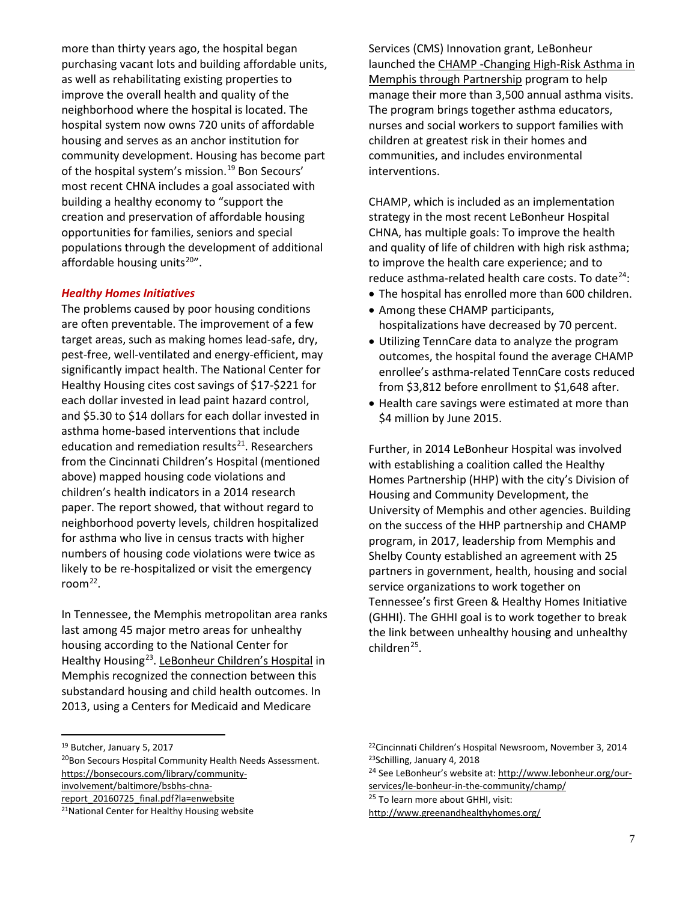more than thirty years ago, the hospital began purchasing vacant lots and building affordable units, as well as rehabilitating existing properties to improve the overall health and quality of the neighborhood where the hospital is located. The hospital system now owns 720 units of affordable housing and serves as an anchor institution for community development. Housing has become part of the hospital system's mission.[19] Bon Secours' most recent CHNA includes a goal associated with building a healthy economy to "support the creation and preservation of affordable housing opportunities for families, seniors and special populations through the development of additional affordable housing units[20]".

### *Healthy Homes Initiatives*

The problems caused by poor housing conditions are often preventable. The improvement of a few target areas, such as making homes lead-safe, dry, pest-free, well-ventilated and energy-efficient, may significantly impact health. The National Center for Healthy Housing cites cost savings of $17-$221 for each dollar invested in lead paint hazard control, and $5.30 to $14 dollars for each dollar invested in asthma home-based interventions that include education and remediation results[21]. Researchers from the Cincinnati Children's Hospital (mentioned above) mapped housing code violations and children's health indicators in a 2014 research paper. The report showed, that without regard to neighborhood poverty levels, children hospitalized for asthma who live in census tracts with higher numbers of housing code violations were twice as likely to be re-hospitalized or visit the emergency room[22].

In Tennessee, the Memphis metropolitan area ranks last among 45 major metro areas for unhealthy housing according to the National Center for Healthy Housing[23]. LeBonheur Children's Hospital in Memphis recognized the connection between this substandard housing and child health outcomes. In 2013, using a Centers for Medicaid and Medicare Services (CMS) Innovation grant, LeBonheur launched the CHAMP -Changing High-Risk Asthma in Memphis through Partnership program to help manage their more than 3,500 annual asthma visits. The program brings together asthma educators, nurses and social workers to support families with children at greatest risk in their homes and communities, and includes environmental interventions.

CHAMP, which is included as an implementation strategy in the most recent LeBonheur Hospital CHNA, has multiple goals: To improve the health and quality of life of children with high risk asthma; to improve the health care experience; and to reduce asthma-related health care costs. To date[24]:

- The hospital has enrolled more than 600 children.
- Among these CHAMP participants, hospitalizations have decreased by 70 percent.
- Utilizing TennCare data to analyze the program outcomes, the hospital found the average CHAMP enrollee's asthma-related TennCare costs reduced from $3,812 before enrollment to $1,648 after.
- Health care savings were estimated at more than $4 million by June 2015.

Further, in 2014 LeBonheur Hospital was involved with establishing a coalition called the Healthy Homes Partnership (HHP) with the city's Division of Housing and Community Development, the University of Memphis and other agencies. Building on the success of the HHP partnership and CHAMP program, in 2017, leadership from Memphis and Shelby County established an agreement with 25 partners in government, health, housing and social service organizations to work together on Tennessee's first Green & Healthy Homes Initiative (GHHI). The GHHI goal is to work together to break the link between unhealthy housing and unhealthy children[25].

---

[19] Butcher, January 5, 2017

[20] Bon Secours Hospital Community Health Needs Assessment. https://bonsecours.com/library/community-involvement/baltimore/bsbhs-chna-report_20160725_final.pdf?la=enwebsite

[21] National Center for Healthy Housing website

[22] Cincinnati Children's Hospital Newsroom, November 3, 2014

[23] Schilling, January 4, 2018

[24] See LeBonheur's website at: http://www.lebonheur.org/our-services/le-bonheur-in-the-community/champ/

[25] To learn more about GHHI, visit: http://www.greenandhealthyhomes.org/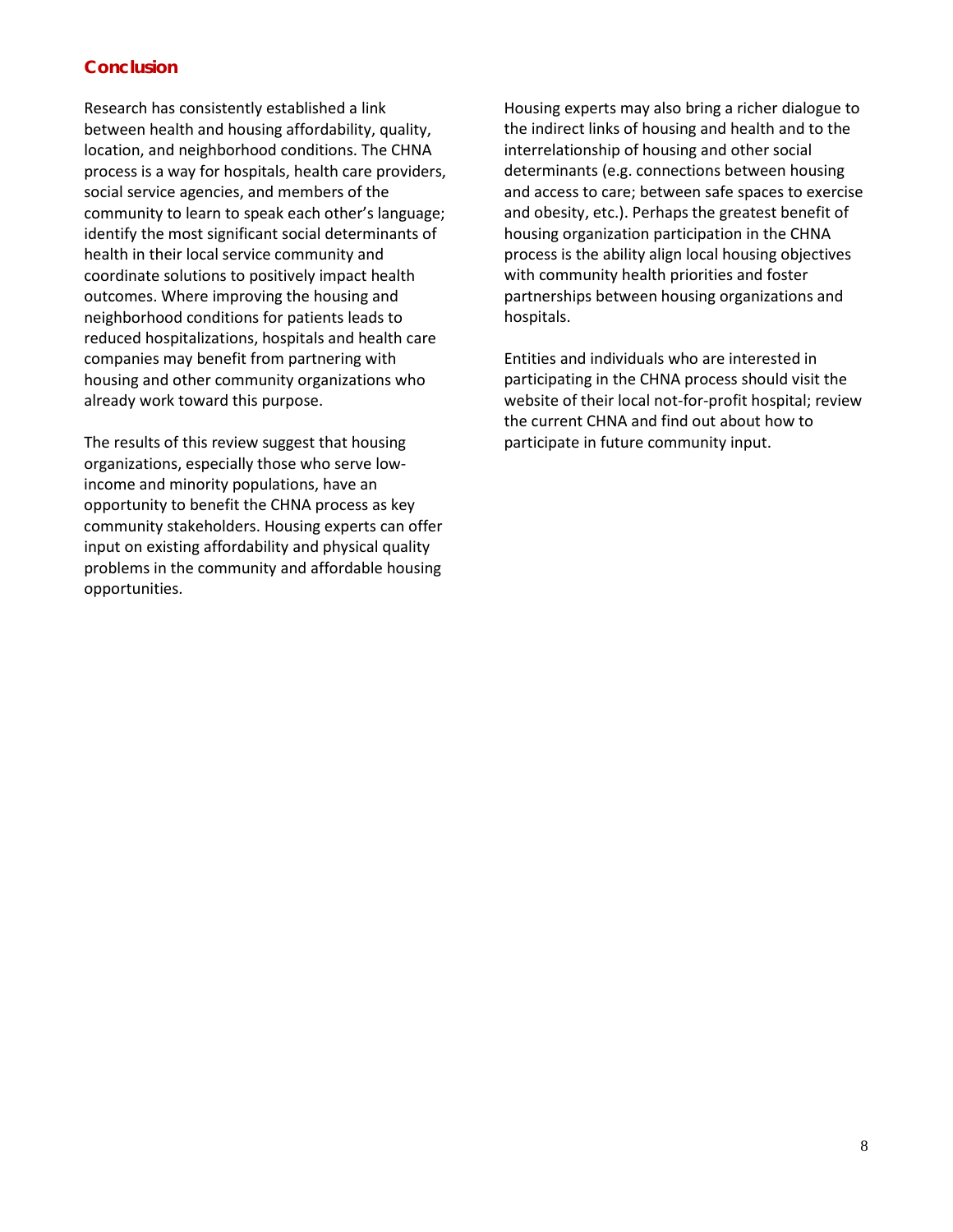## Conclusion

Research has consistently established a link between health and housing affordability, quality, location, and neighborhood conditions. The CHNA process is a way for hospitals, health care providers, social service agencies, and members of the community to learn to speak each other's language; identify the most significant social determinants of health in their local service community and coordinate solutions to positively impact health outcomes. Where improving the housing and neighborhood conditions for patients leads to reduced hospitalizations, hospitals and health care companies may benefit from partnering with housing and other community organizations who already work toward this purpose.

The results of this review suggest that housing organizations, especially those who serve low-income and minority populations, have an opportunity to benefit the CHNA process as key community stakeholders. Housing experts can offer input on existing affordability and physical quality problems in the community and affordable housing opportunities.

Housing experts may also bring a richer dialogue to the indirect links of housing and health and to the interrelationship of housing and other social determinants (e.g. connections between housing and access to care; between safe spaces to exercise and obesity, etc.). Perhaps the greatest benefit of housing organization participation in the CHNA process is the ability align local housing objectives with community health priorities and foster partnerships between housing organizations and hospitals.

Entities and individuals who are interested in participating in the CHNA process should visit the website of their local not-for-profit hospital; review the current CHNA and find out about how to participate in future community input.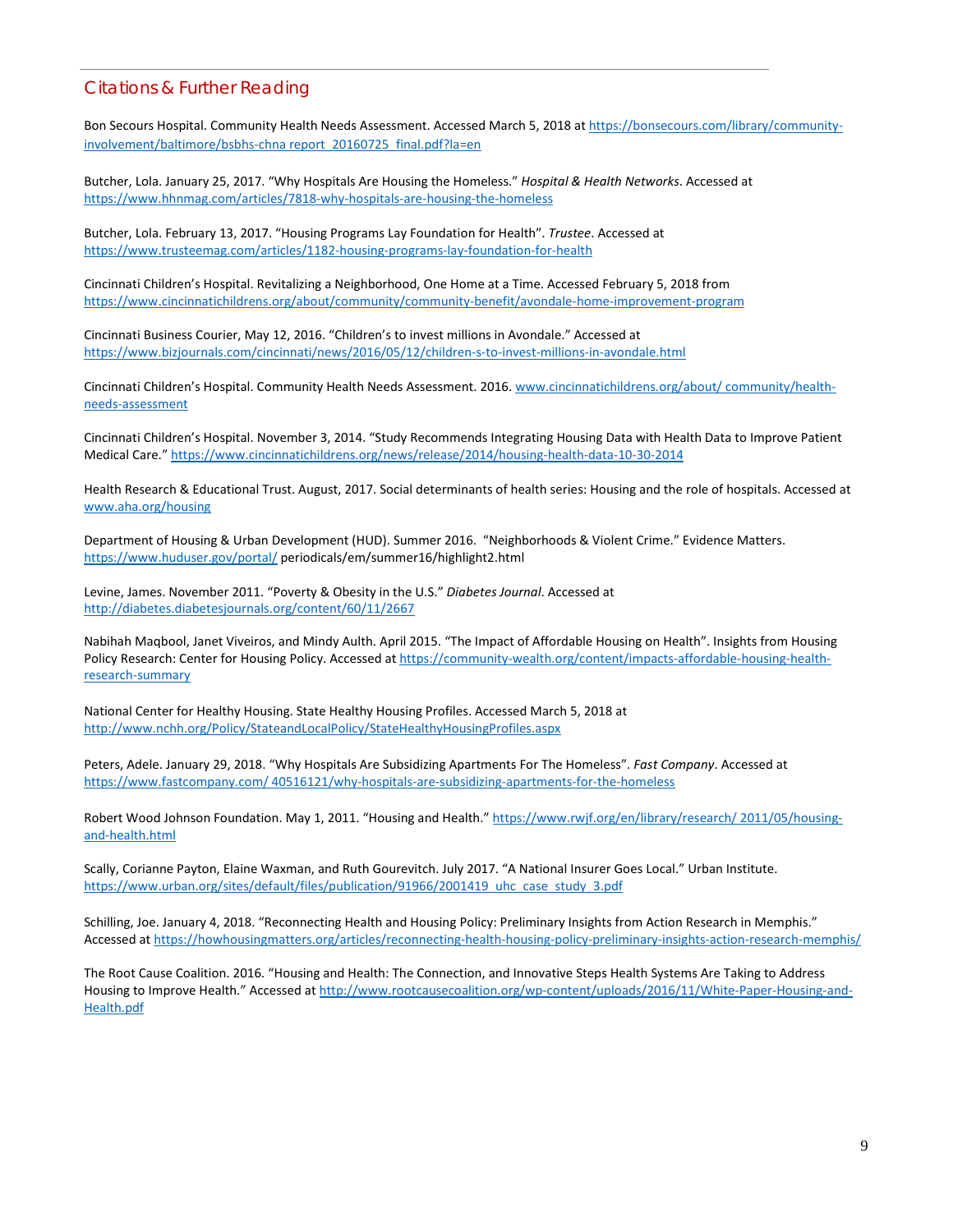## Citations & Further Reading

Bon Secours Hospital. Community Health Needs Assessment. Accessed March 5, 2018 at https://bonsecours.com/library/community-involvement/baltimore/bsbhs-chna report_20160725_final.pdf?la=en

Butcher, Lola. January 25, 2017. "Why Hospitals Are Housing the Homeless." *Hospital & Health Networks*. Accessed at https://www.hhnmag.com/articles/7818-why-hospitals-are-housing-the-homeless

Butcher, Lola. February 13, 2017. "Housing Programs Lay Foundation for Health". *Trustee*. Accessed at https://www.trusteemag.com/articles/1182-housing-programs-lay-foundation-for-health

Cincinnati Children's Hospital. Revitalizing a Neighborhood, One Home at a Time. Accessed February 5, 2018 from https://www.cincinnatichildrens.org/about/community/community-benefit/avondale-home-improvement-program

Cincinnati Business Courier, May 12, 2016. "Children's to invest millions in Avondale." Accessed at https://www.bizjournals.com/cincinnati/news/2016/05/12/children-s-to-invest-millions-in-avondale.html

Cincinnati Children's Hospital. Community Health Needs Assessment. 2016. www.cincinnatichildrens.org/about/ community/health-needs-assessment

Cincinnati Children's Hospital. November 3, 2014. "Study Recommends Integrating Housing Data with Health Data to Improve Patient Medical Care." https://www.cincinnatichildrens.org/news/release/2014/housing-health-data-10-30-2014

Health Research & Educational Trust. August, 2017. Social determinants of health series: Housing and the role of hospitals. Accessed at www.aha.org/housing

Department of Housing & Urban Development (HUD). Summer 2016. "Neighborhoods & Violent Crime." Evidence Matters. https://www.huduser.gov/portal/ periodicals/em/summer16/highlight2.html

Levine, James. November 2011. "Poverty & Obesity in the U.S." *Diabetes Journal*. Accessed at http://diabetes.diabetesjournals.org/content/60/11/2667

Nabihah Maqbool, Janet Viveiros, and Mindy Aulth. April 2015. "The Impact of Affordable Housing on Health". Insights from Housing Policy Research: Center for Housing Policy. Accessed at https://community-wealth.org/content/impacts-affordable-housing-health-research-summary

National Center for Healthy Housing. State Healthy Housing Profiles. Accessed March 5, 2018 at http://www.nchh.org/Policy/StateandLocalPolicy/StateHealthyHousingProfiles.aspx

Peters, Adele. January 29, 2018. "Why Hospitals Are Subsidizing Apartments For The Homeless". *Fast Company*. Accessed at https://www.fastcompany.com/ 40516121/why-hospitals-are-subsidizing-apartments-for-the-homeless

Robert Wood Johnson Foundation. May 1, 2011. "Housing and Health." https://www.rwjf.org/en/library/research/ 2011/05/housing-and-health.html

Scally, Corianne Payton, Elaine Waxman, and Ruth Gourevitch. July 2017. "A National Insurer Goes Local." Urban Institute. https://www.urban.org/sites/default/files/publication/91966/2001419_uhc_case_study_3.pdf

Schilling, Joe. January 4, 2018. "Reconnecting Health and Housing Policy: Preliminary Insights from Action Research in Memphis." Accessed at https://howhousingmatters.org/articles/reconnecting-health-housing-policy-preliminary-insights-action-research-memphis/

The Root Cause Coalition. 2016. "Housing and Health: The Connection, and Innovative Steps Health Systems Are Taking to Address Housing to Improve Health." Accessed at http://www.rootcausecoalition.org/wp-content/uploads/2016/11/White-Paper-Housing-and-Health.pdf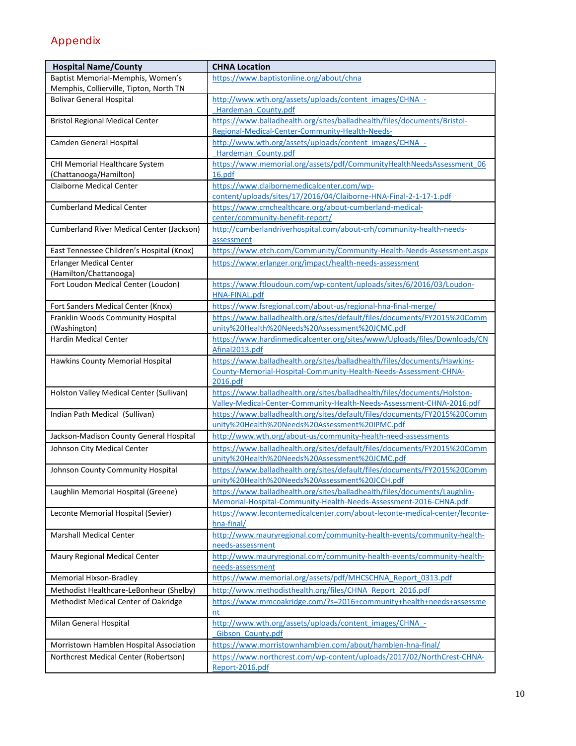## Appendix

| Hospital Name/County | CHNA Location |
|---|---|
| Baptist Memorial-Memphis, Women's Memphis, Collierville, Tipton, North TN | https://www.baptistonline.org/about/chna |
| Bolivar General Hospital | http://www.wth.org/assets/uploads/content_images/CHNA_-_Hardeman_County.pdf |
| Bristol Regional Medical Center | https://www.balladhealth.org/sites/balladhealth/files/documents/Bristol-Regional-Medical-Center-Community-Health-Needs- |
| Camden General Hospital | http://www.wth.org/assets/uploads/content_images/CHNA_-_Hardeman_County.pdf |
| CHI Memorial Healthcare System (Chattanooga/Hamilton) | https://www.memorial.org/assets/pdf/CommunityHealthNeedsAssessment_0616.pdf |
| Claiborne Medical Center | https://www.claibornemedicalcenter.com/wp-content/uploads/sites/17/2016/04/Claiborne-HNA-Final-2-1-17-1.pdf |
| Cumberland Medical Center | https://www.cmchealthcare.org/about-cumberland-medical-center/community-benefit-report/ |
| Cumberland River Medical Center (Jackson) | http://cumberlandriverhospital.com/about-crh/community-health-needs-assessment |
| East Tennessee Children's Hospital (Knox) | https://www.etch.com/Community/Community-Health-Needs-Assessment.aspx |
| Erlanger Medical Center (Hamilton/Chattanooga) | https://www.erlanger.org/impact/health-needs-assessment |
| Fort Loudon Medical Center (Loudon) | https://www.ftloudoun.com/wp-content/uploads/sites/6/2016/03/Loudon-HNA-FINAL.pdf |
| Fort Sanders Medical Center (Knox) | https://www.fsregional.com/about-us/regional-hna-final-merge/ |
| Franklin Woods Community Hospital (Washington) | https://www.balladhealth.org/sites/default/files/documents/FY2015%20Community%20Health%20Needs%20Assessment%20JCMC.pdf |
| Hardin Medical Center | https://www.hardinmedicalcenter.org/sites/www/Uploads/files/Downloads/CNAfinal2013.pdf |
| Hawkins County Memorial Hospital | https://www.balladhealth.org/sites/balladhealth/files/documents/Hawkins-County-Memorial-Hospital-Community-Health-Needs-Assessment-CHNA-2016.pdf |
| Holston Valley Medical Center (Sullivan) | https://www.balladhealth.org/sites/balladhealth/files/documents/Holston-Valley-Medical-Center-Community-Health-Needs-Assessment-CHNA-2016.pdf |
| Indian Path Medical (Sullivan) | https://www.balladhealth.org/sites/default/files/documents/FY2015%20Community%20Health%20Needs%20Assessment%20IPMC.pdf |
| Jackson-Madison County General Hospital | http://www.wth.org/about-us/community-health-need-assessments |
| Johnson City Medical Center | https://www.balladhealth.org/sites/default/files/documents/FY2015%20Community%20Health%20Needs%20Assessment%20JCMC.pdf |
| Johnson County Community Hospital | https://www.balladhealth.org/sites/default/files/documents/FY2015%20Community%20Health%20Needs%20Assessment%20JCCH.pdf |
| Laughlin Memorial Hospital (Greene) | https://www.balladhealth.org/sites/balladhealth/files/documents/Laughlin-Memorial-Hospital-Community-Health-Needs-Assessment-2016-CHNA.pdf |
| Leconte Memorial Hospital (Sevier) | https://www.lecontemedicalcenter.com/about-leconte-medical-center/leconte-hna-final/ |
| Marshall Medical Center | http://www.mauryregional.com/community-health-events/community-health-needs-assessment |
| Maury Regional Medical Center | http://www.mauryregional.com/community-health-events/community-health-needs-assessment |
| Memorial Hixson-Bradley | https://www.memorial.org/assets/pdf/MHCSCHNA_Report_0313.pdf |
| Methodist Healthcare-LeBonheur (Shelby) | http://www.methodisthealth.org/files/CHNA_Report_2016.pdf |
| Methodist Medical Center of Oakridge | https://www.mmcoakridge.com/?s=2016+community+health+needs+assessment |
| Milan General Hospital | http://www.wth.org/assets/uploads/content_images/CHNA_-_Gibson_County.pdf |
| Morristown Hamblen Hospital Association | https://www.morristownhamblen.com/about/hamblen-hna-final/ |
| Northcrest Medical Center (Robertson) | https://www.northcrest.com/wp-content/uploads/2017/02/NorthCrest-CHNA-Report-2016.pdf |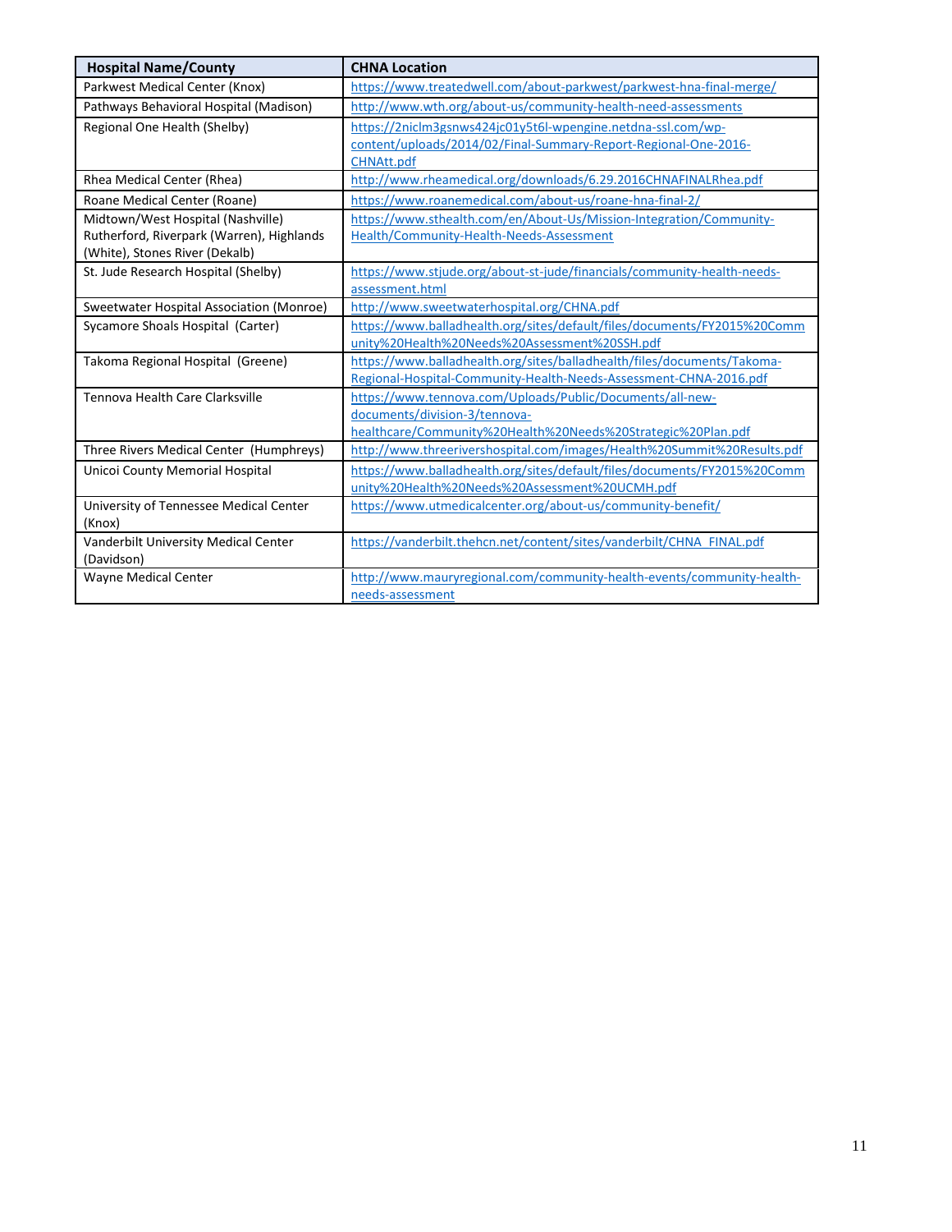| Hospital Name/County | CHNA Location |
|---|---|
| Parkwest Medical Center (Knox) | https://www.treatedwell.com/about-parkwest/parkwest-hna-final-merge/ |
| Pathways Behavioral Hospital (Madison) | http://www.wth.org/about-us/community-health-need-assessments |
| Regional One Health (Shelby) | https://2niclm3gsnws424jc01y5t6l-wpengine.netdna-ssl.com/wp-content/uploads/2014/02/Final-Summary-Report-Regional-One-2016-CHNAtt.pdf |
| Rhea Medical Center (Rhea) | http://www.rheamedical.org/downloads/6.29.2016CHNAFINALRhea.pdf |
| Roane Medical Center (Roane) | https://www.roanemedical.com/about-us/roane-hna-final-2/ |
| Midtown/West Hospital (Nashville) Rutherford, Riverpark (Warren), Highlands (White), Stones River (Dekalb) | https://www.sthealth.com/en/About-Us/Mission-Integration/Community-Health/Community-Health-Needs-Assessment |
| St. Jude Research Hospital (Shelby) | https://www.stjude.org/about-st-jude/financials/community-health-needs-assessment.html |
| Sweetwater Hospital Association (Monroe) | http://www.sweetwaterhospital.org/CHNA.pdf |
| Sycamore Shoals Hospital (Carter) | https://www.balladhealth.org/sites/default/files/documents/FY2015%20Community%20Health%20Needs%20Assessment%20SSH.pdf |
| Takoma Regional Hospital (Greene) | https://www.balladhealth.org/sites/balladhealth/files/documents/Takoma-Regional-Hospital-Community-Health-Needs-Assessment-CHNA-2016.pdf |
| Tennova Health Care Clarksville | https://www.tennova.com/Uploads/Public/Documents/all-new-documents/division-3/tennova-healthcare/Community%20Health%20Needs%20Strategic%20Plan.pdf |
| Three Rivers Medical Center (Humphreys) | http://www.threerivershospital.com/images/Health%20Summit%20Results.pdf |
| Unicoi County Memorial Hospital | https://www.balladhealth.org/sites/default/files/documents/FY2015%20Community%20Health%20Needs%20Assessment%20UCMH.pdf |
| University of Tennessee Medical Center (Knox) | https://www.utmedicalcenter.org/about-us/community-benefit/ |
| Vanderbilt University Medical Center (Davidson) | https://vanderbilt.thehcn.net/content/sites/vanderbilt/CHNA_FINAL.pdf |
| Wayne Medical Center | http://www.mauryregional.com/community-health-events/community-health-needs-assessment |